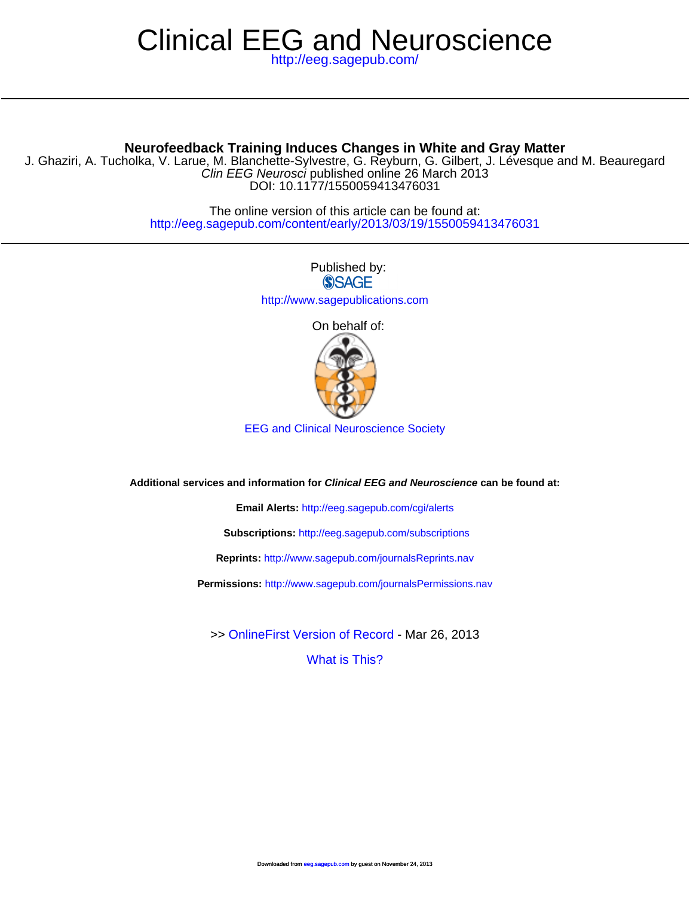# Clinical EEG and Neuroscience

http://eeg.sagepub.com/

## Neurofeedback Training Induces Changes in White and Gray Matter

J. Ghaziri, A. Tucholka, V. Larue, M. Blanchette-Sylvestre, G. Reyburn, G. Gilbert, J. Lévesque and M. Beauregard

*Clin EEG Neurosci* published online 26 March 2013

DOI: 10.1177/1550059413476031

The online version of this article can be found at:

http://eeg.sagepub.com/content/early/2013/03/19/1550059413476031

Published by:

SAGE

http://www.sagepublications.com

On behalf of:

EEG and Clinical Neuroscience Society

**Additional services and information for *Clinical EEG and Neuroscience* can be found at:**

**Email Alerts:** http://eeg.sagepub.com/cgi/alerts

**Subscriptions:** http://eeg.sagepub.com/subscriptions

**Reprints:** http://www.sagepub.com/journalsReprints.nav

**Permissions:** http://www.sagepub.com/journalsPermissions.nav

>> OnlineFirst Version of Record - Mar 26, 2013

What is This?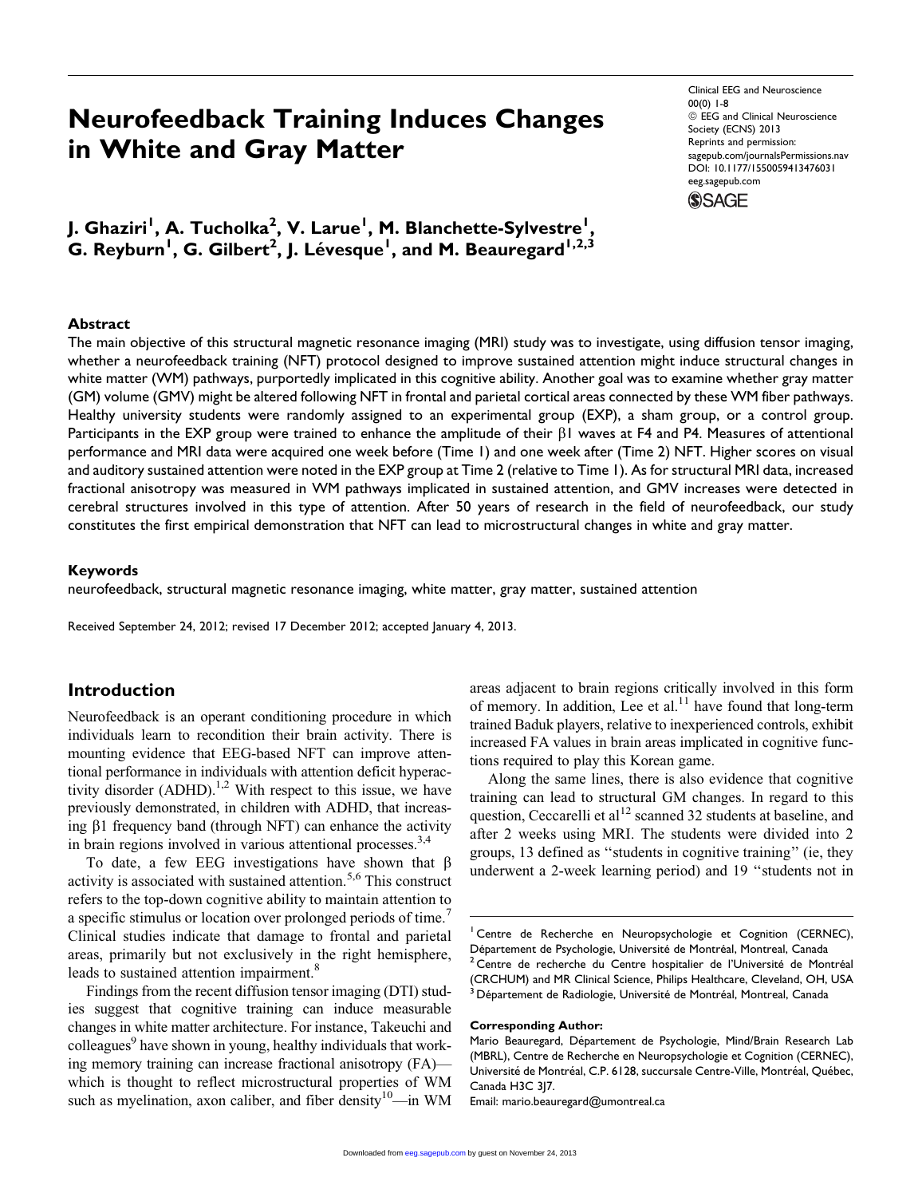# Neurofeedback Training Induces Changes in White and Gray Matter

**J. Ghaziri[1], A. Tucholka[2], V. Larue[1], M. Blanchette-Sylvestre[1], G. Reyburn[1], G. Gilbert[2], J. Lévesque[1], and M. Beauregard[1,2,3]**

### Abstract

The main objective of this structural magnetic resonance imaging (MRI) study was to investigate, using diffusion tensor imaging, whether a neurofeedback training (NFT) protocol designed to improve sustained attention might induce structural changes in white matter (WM) pathways, purportedly implicated in this cognitive ability. Another goal was to examine whether gray matter (GM) volume (GMV) might be altered following NFT in frontal and parietal cortical areas connected by these WM fiber pathways. Healthy university students were randomly assigned to an experimental group (EXP), a sham group, or a control group. Participants in the EXP group were trained to enhance the amplitude of their β1 waves at F4 and P4. Measures of attentional performance and MRI data were acquired one week before (Time 1) and one week after (Time 2) NFT. Higher scores on visual and auditory sustained attention were noted in the EXP group at Time 2 (relative to Time 1). As for structural MRI data, increased fractional anisotropy was measured in WM pathways implicated in sustained attention, and GMV increases were detected in cerebral structures involved in this type of attention. After 50 years of research in the field of neurofeedback, our study constitutes the first empirical demonstration that NFT can lead to microstructural changes in white and gray matter.

### Keywords

neurofeedback, structural magnetic resonance imaging, white matter, gray matter, sustained attention

Received September 24, 2012; revised 17 December 2012; accepted January 4, 2013.

## Introduction

Neurofeedback is an operant conditioning procedure in which individuals learn to recondition their brain activity. There is mounting evidence that EEG-based NFT can improve attentional performance in individuals with attention deficit hyperactivity disorder (ADHD).[1,2] With respect to this issue, we have previously demonstrated, in children with ADHD, that increasing β1 frequency band (through NFT) can enhance the activity in brain regions involved in various attentional processes.[3,4]

To date, a few EEG investigations have shown that β activity is associated with sustained attention.[5,6] This construct refers to the top-down cognitive ability to maintain attention to a specific stimulus or location over prolonged periods of time.[7] Clinical studies indicate that damage to frontal and parietal areas, primarily but not exclusively in the right hemisphere, leads to sustained attention impairment.[8]

Findings from the recent diffusion tensor imaging (DTI) studies suggest that cognitive training can induce measurable changes in white matter architecture. For instance, Takeuchi and colleagues[9] have shown in young, healthy individuals that working memory training can increase fractional anisotropy (FA)—which is thought to reflect microstructural properties of WM such as myelination, axon caliber, and fiber density[10]—in WM areas adjacent to brain regions critically involved in this form of memory. In addition, Lee et al.[11] have found that long-term trained Baduk players, relative to inexperienced controls, exhibit increased FA values in brain areas implicated in cognitive functions required to play this Korean game.

Along the same lines, there is also evidence that cognitive training can lead to structural GM changes. In regard to this question, Ceccarelli et al[12] scanned 32 students at baseline, and after 2 weeks using MRI. The students were divided into 2 groups, 13 defined as "students in cognitive training" (ie, they underwent a 2-week learning period) and 19 "students not in

[1] Centre de Recherche en Neuropsychologie et Cognition (CERNEC), Département de Psychologie, Université de Montréal, Montreal, Canada
[2] Centre de recherche du Centre hospitalier de l'Université de Montréal (CRCHUM) and MR Clinical Science, Philips Healthcare, Cleveland, OH, USA
[3] Département de Radiologie, Université de Montréal, Montreal, Canada

**Corresponding Author:**
Mario Beauregard, Département de Psychologie, Mind/Brain Research Lab (MBRL), Centre de Recherche en Neuropsychologie et Cognition (CERNEC), Université de Montréal, C.P. 6128, succursale Centre-Ville, Montréal, Québec, Canada H3C 3J7.
Email: mario.beauregard@umontreal.ca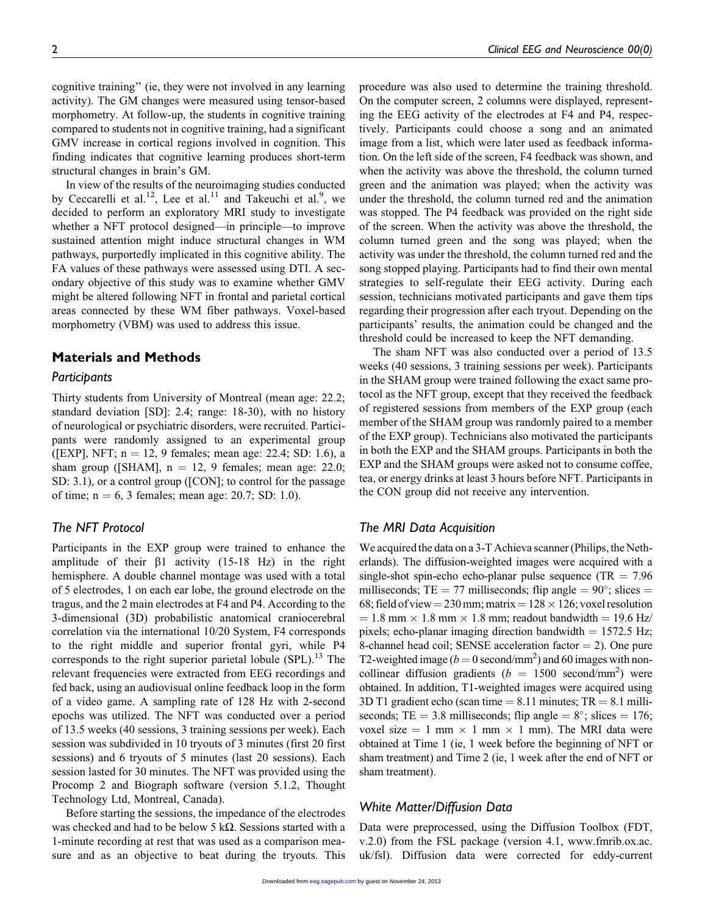cognitive training" (ie, they were not involved in any learning activity). The GM changes were measured using tensor-based morphometry. At follow-up, the students in cognitive training compared to students not in cognitive training, had a significant GMV increase in cortical regions involved in cognition. This finding indicates that cognitive learning produces short-term structural changes in brain's GM.

In view of the results of the neuroimaging studies conducted by Ceccarelli et al.[12], Lee et al.[11] and Takeuchi et al.[9], we decided to perform an exploratory MRI study to investigate whether a NFT protocol designed—in principle—to improve sustained attention might induce structural changes in WM pathways, purportedly implicated in this cognitive ability. The FA values of these pathways were assessed using DTI. A secondary objective of this study was to examine whether GMV might be altered following NFT in frontal and parietal cortical areas connected by these WM fiber pathways. Voxel-based morphometry (VBM) was used to address this issue.

## Materials and Methods

### Participants

Thirty students from University of Montreal (mean age: 22.2; standard deviation [SD]: 2.4; range: 18-30), with no history of neurological or psychiatric disorders, were recruited. Participants were randomly assigned to an experimental group ([EXP], NFT; $n = 12$, 9 females; mean age: 22.4; SD: 1.6), a sham group ([SHAM], $n = 12$, 9 females; mean age: 22.0; SD: 3.1), or a control group ([CON]; to control for the passage of time; $n = 6$, 3 females; mean age: 20.7; SD: 1.0).

### The NFT Protocol

Participants in the EXP group were trained to enhance the amplitude of their $\beta1$ activity (15-18 Hz) in the right hemisphere. A double channel montage was used with a total of 5 electrodes, 1 on each ear lobe, the ground electrode on the tragus, and the 2 main electrodes at F4 and P4. According to the 3-dimensional (3D) probabilistic anatomical craniocerebral correlation via the international 10/20 System, F4 corresponds to the right middle and superior frontal gyri, while P4 corresponds to the right superior parietal lobule (SPL).[13] The relevant frequencies were extracted from EEG recordings and fed back, using an audiovisual online feedback loop in the form of a video game. A sampling rate of 128 Hz with 2-second epochs was utilized. The NFT was conducted over a period of 13.5 weeks (40 sessions, 3 training sessions per week). Each session was subdivided in 10 tryouts of 3 minutes (first 20 first sessions) and 6 tryouts of 5 minutes (last 20 sessions). Each session lasted for 30 minutes. The NFT was provided using the Procomp 2 and Biograph software (version 5.1.2, Thought Technology Ltd, Montreal, Canada).

Before starting the sessions, the impedance of the electrodes was checked and had to be below 5 k$\Omega$. Sessions started with a 1-minute recording at rest that was used as a comparison measure and as an objective to beat during the tryouts. This procedure was also used to determine the training threshold. On the computer screen, 2 columns were displayed, representing the EEG activity of the electrodes at F4 and P4, respectively. Participants could choose a song and an animated image from a list, which were later used as feedback information. On the left side of the screen, F4 feedback was shown, and when the activity was above the threshold, the column turned green and the animation was played; when the activity was under the threshold, the column turned red and the animation was stopped. The P4 feedback was provided on the right side of the screen. When the activity was above the threshold, the column turned green and the song was played; when the activity was under the threshold, the column turned red and the song stopped playing. Participants had to find their own mental strategies to self-regulate their EEG activity. During each session, technicians motivated participants and gave them tips regarding their progression after each tryout. Depending on the participants' results, the animation could be changed and the threshold could be increased to keep the NFT demanding.

The sham NFT was also conducted over a period of 13.5 weeks (40 sessions, 3 training sessions per week). Participants in the SHAM group were trained following the exact same protocol as the NFT group, except that they received the feedback of registered sessions from members of the EXP group (each member of the SHAM group was randomly paired to a member of the EXP group). Technicians also motivated the participants in both the EXP and the SHAM groups. Participants in both the EXP and the SHAM groups were asked not to consume coffee, tea, or energy drinks at least 3 hours before NFT. Participants in the CON group did not receive any intervention.

### The MRI Data Acquisition

We acquired the data on a 3-T Achieva scanner (Philips, the Netherlands). The diffusion-weighted images were acquired with a single-shot spin-echo echo-planar pulse sequence (TR = 7.96 milliseconds; TE = 77 milliseconds; flip angle = 90°; slices = 68; field of view = 230 mm; matrix = 128 × 126; voxel resolution = 1.8 mm × 1.8 mm × 1.8 mm; readout bandwidth = 19.6 Hz/pixels; echo-planar imaging direction bandwidth = 1572.5 Hz; 8-channel head coil; SENSE acceleration factor = 2). One pure T2-weighted image ($b = 0$ second/mm$^2$) and 60 images with noncollinear diffusion gradients ($b = 1500$ second/mm$^2$) were obtained. In addition, T1-weighted images were acquired using 3D T1 gradient echo (scan time = 8.11 minutes; TR = 8.1 milliseconds; TE = 3.8 milliseconds; flip angle = 8°; slices = 176; voxel size = 1 mm × 1 mm × 1 mm). The MRI data were obtained at Time 1 (ie, 1 week before the beginning of NFT or sham treatment) and Time 2 (ie, 1 week after the end of NFT or sham treatment).

### White Matter/Diffusion Data

Data were preprocessed, using the Diffusion Toolbox (FDT, v.2.0) from the FSL package (version 4.1, www.fmrib.ox.ac.uk/fsl). Diffusion data were corrected for eddy-current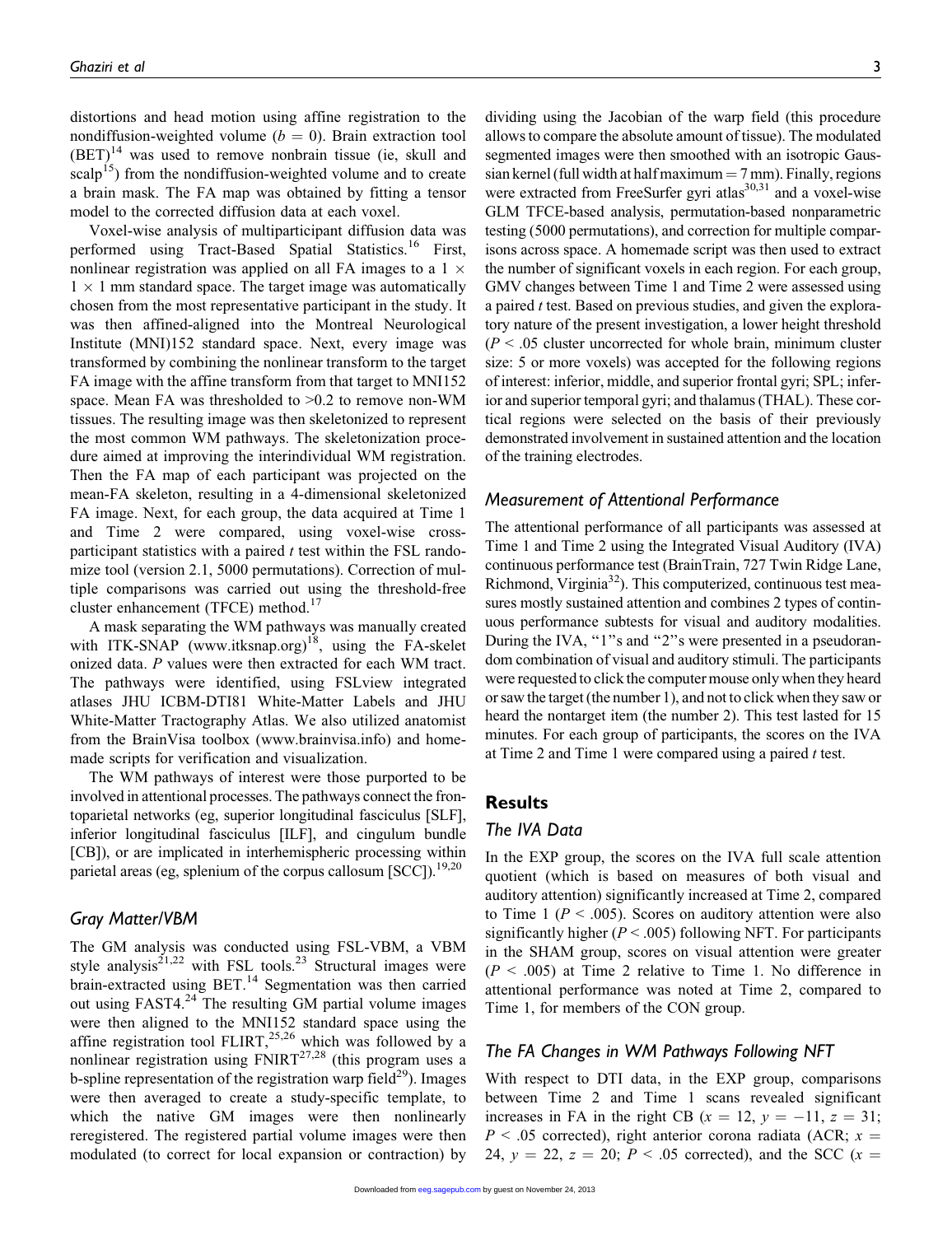distortions and head motion using affine registration to the nondiffusion-weighted volume ($b = 0$). Brain extraction tool (BET)[14] was used to remove nonbrain tissue (ie, skull and scalp[15]) from the nondiffusion-weighted volume and to create a brain mask. The FA map was obtained by fitting a tensor model to the corrected diffusion data at each voxel.

Voxel-wise analysis of multiparticipant diffusion data was performed using Tract-Based Spatial Statistics.[16] First, nonlinear registration was applied on all FA images to a $1 \times 1 \times 1$ mm standard space. The target image was automatically chosen from the most representative participant in the study. It was then affined-aligned into the Montreal Neurological Institute (MNI)152 standard space. Next, every image was transformed by combining the nonlinear transform to the target FA image with the affine transform from that target to MNI152 space. Mean FA was thresholded to >0.2 to remove non-WM tissues. The resulting image was then skeletonized to represent the most common WM pathways. The skeletonization procedure aimed at improving the interindividual WM registration. Then the FA map of each participant was projected on the mean-FA skeleton, resulting in a 4-dimensional skeletonized FA image. Next, for each group, the data acquired at Time 1 and Time 2 were compared, using voxel-wise cross-participant statistics with a paired *t* test within the FSL randomize tool (version 2.1, 5000 permutations). Correction of multiple comparisons was carried out using the threshold-free cluster enhancement (TFCE) method.[17]

A mask separating the WM pathways was manually created with ITK-SNAP (www.itksnap.org)[18], using the FA-skeletonized data. *P* values were then extracted for each WM tract. The pathways were identified, using FSLview integrated atlases JHU ICBM-DTI81 White-Matter Labels and JHU White-Matter Tractography Atlas. We also utilized anatomist from the BrainVisa toolbox (www.brainvisa.info) and homemade scripts for verification and visualization.

The WM pathways of interest were those purported to be involved in attentional processes. The pathways connect the frontoparietal networks (eg, superior longitudinal fasciculus [SLF], inferior longitudinal fasciculus [ILF], and cingulum bundle [CB]), or are implicated in interhemispheric processing within parietal areas (eg, splenium of the corpus callosum [SCC]).[19,20]

### Gray Matter/VBM

The GM analysis was conducted using FSL-VBM, a VBM style analysis[21,22] with FSL tools.[23] Structural images were brain-extracted using BET.[14] Segmentation was then carried out using FAST4.[24] The resulting GM partial volume images were then aligned to the MNI152 standard space using the affine registration tool FLIRT,[25,26] which was followed by a nonlinear registration using FNIRT[27,28] (this program uses a b-spline representation of the registration warp field[29]). Images were then averaged to create a study-specific template, to which the native GM images were then nonlinearly reregistered. The registered partial volume images were then modulated (to correct for local expansion or contraction) by dividing using the Jacobian of the warp field (this procedure allows to compare the absolute amount of tissue). The modulated segmented images were then smoothed with an isotropic Gaussian kernel (full width at half maximum = 7 mm). Finally, regions were extracted from FreeSurfer gyri atlas[30,31] and a voxel-wise GLM TFCE-based analysis, permutation-based nonparametric testing (5000 permutations), and correction for multiple comparisons across space. A homemade script was then used to extract the number of significant voxels in each region. For each group, GMV changes between Time 1 and Time 2 were assessed using a paired *t* test. Based on previous studies, and given the exploratory nature of the present investigation, a lower height threshold ($P < .05$ cluster uncorrected for whole brain, minimum cluster size: 5 or more voxels) was accepted for the following regions of interest: inferior, middle, and superior frontal gyri; SPL; inferior and superior temporal gyri; and thalamus (THAL). These cortical regions were selected on the basis of their previously demonstrated involvement in sustained attention and the location of the training electrodes.

### Measurement of Attentional Performance

The attentional performance of all participants was assessed at Time 1 and Time 2 using the Integrated Visual Auditory (IVA) continuous performance test (BrainTrain, 727 Twin Ridge Lane, Richmond, Virginia[32]). This computerized, continuous test measures mostly sustained attention and combines 2 types of continuous performance subtests for visual and auditory modalities. During the IVA, "1"s and "2"s were presented in a pseudorandom combination of visual and auditory stimuli. The participants were requested to click the computer mouse only when they heard or saw the target (the number 1), and not to click when they saw or heard the nontarget item (the number 2). This test lasted for 15 minutes. For each group of participants, the scores on the IVA at Time 2 and Time 1 were compared using a paired *t* test.

## Results

### The IVA Data

In the EXP group, the scores on the IVA full scale attention quotient (which is based on measures of both visual and auditory attention) significantly increased at Time 2, compared to Time 1 ($P < .005$). Scores on auditory attention were also significantly higher ($P < .005$) following NFT. For participants in the SHAM group, scores on visual attention were greater ($P < .005$) at Time 2 relative to Time 1. No difference in attentional performance was noted at Time 2, compared to Time 1, for members of the CON group.

### The FA Changes in WM Pathways Following NFT

With respect to DTI data, in the EXP group, comparisons between Time 2 and Time 1 scans revealed significant increases in FA in the right CB ($x = 12$, $y = -11$, $z = 31$; $P < .05$ corrected), right anterior corona radiata (ACR; $x = 24$, $y = 22$, $z = 20$; $P < .05$ corrected), and the SCC ($x =$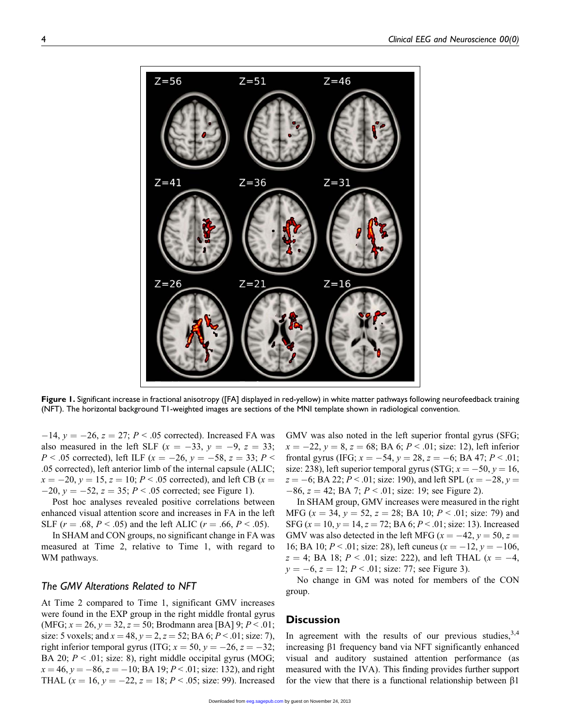Figure 1. Significant increase in fractional anisotropy ([FA] displayed in red-yellow) in white matter pathways following neurofeedback training (NFT). The horizontal background T1-weighted images are sections of the MNI template shown in radiological convention.

$-14$, $y = -26$, $z = 27$; $P < .05$ corrected). Increased FA was also measured in the left SLF ($x = -33$, $y = -9$, $z = 33$; $P < .05$ corrected), left ILF ($x = -26$, $y = -58$, $z = 33$; $P < .05$ corrected), left anterior limb of the internal capsule (ALIC; $x = -20$, $y = 15$, $z = 10$; $P < .05$ corrected), and left CB ($x = -20$, $y = -52$, $z = 35$; $P < .05$ corrected; see Figure 1).

Post hoc analyses revealed positive correlations between enhanced visual attention score and increases in FA in the left SLF ($r = .68$, $P < .05$) and the left ALIC ($r = .66$, $P < .05$).

In SHAM and CON groups, no significant change in FA was measured at Time 2, relative to Time 1, with regard to WM pathways.

### The GMV Alterations Related to NFT

At Time 2 compared to Time 1, significant GMV increases were found in the EXP group in the right middle frontal gyrus (MFG; $x = 26$, $y = 32$, $z = 50$; Brodmann area [BA] 9; $P < .01$; size: 5 voxels; and $x = 48$, $y = 2$, $z = 52$; BA 6; $P < .01$; size: 7), right inferior temporal gyrus (ITG; $x = 50$, $y = -26$, $z = -32$; BA 20; $P < .01$; size: 8), right middle occipital gyrus (MOG; $x = 46$, $y = -86$, $z = -10$; BA 19; $P < .01$; size: 132), and right THAL ($x = 16$, $y = -22$, $z = 18$; $P < .05$; size: 99). Increased GMV was also noted in the left superior frontal gyrus (SFG; $x = -22$, $y = 8$, $z = 68$; BA 6; $P < .01$; size: 12), left inferior frontal gyrus (IFG; $x = -54$, $y = 28$, $z = -6$; BA 47; $P < .01$; size: 238), left superior temporal gyrus (STG; $x = -50$, $y = 16$, $z = -6$; BA 22; $P < .01$; size: 190), and left SPL ($x = -28$, $y = -86$, $z = 42$; BA 7; $P < .01$; size: 19; see Figure 2).

In SHAM group, GMV increases were measured in the right MFG ($x = 34$, $y = 52$, $z = 28$; BA 10; $P < .01$; size: 79) and SFG ($x = 10$, $y = 14$, $z = 72$; BA 6; $P < .01$; size: 13). Increased GMV was also detected in the left MFG ($x = -42$, $y = 50$, $z = 16$; BA 10; $P < .01$; size: 28), left cuneus ($x = -12$, $y = -106$, $z = 4$; BA 18; $P < .01$; size: 222), and left THAL ($x = -4$, $y = -6$, $z = 12$; $P < .01$; size: 77; see Figure 3).

No change in GM was noted for members of the CON group.

## Discussion

In agreement with the results of our previous studies,[3,4] increasing $\beta1$ frequency band via NFT significantly enhanced visual and auditory sustained attention performance (as measured with the IVA). This finding provides further support for the view that there is a functional relationship between $\beta1$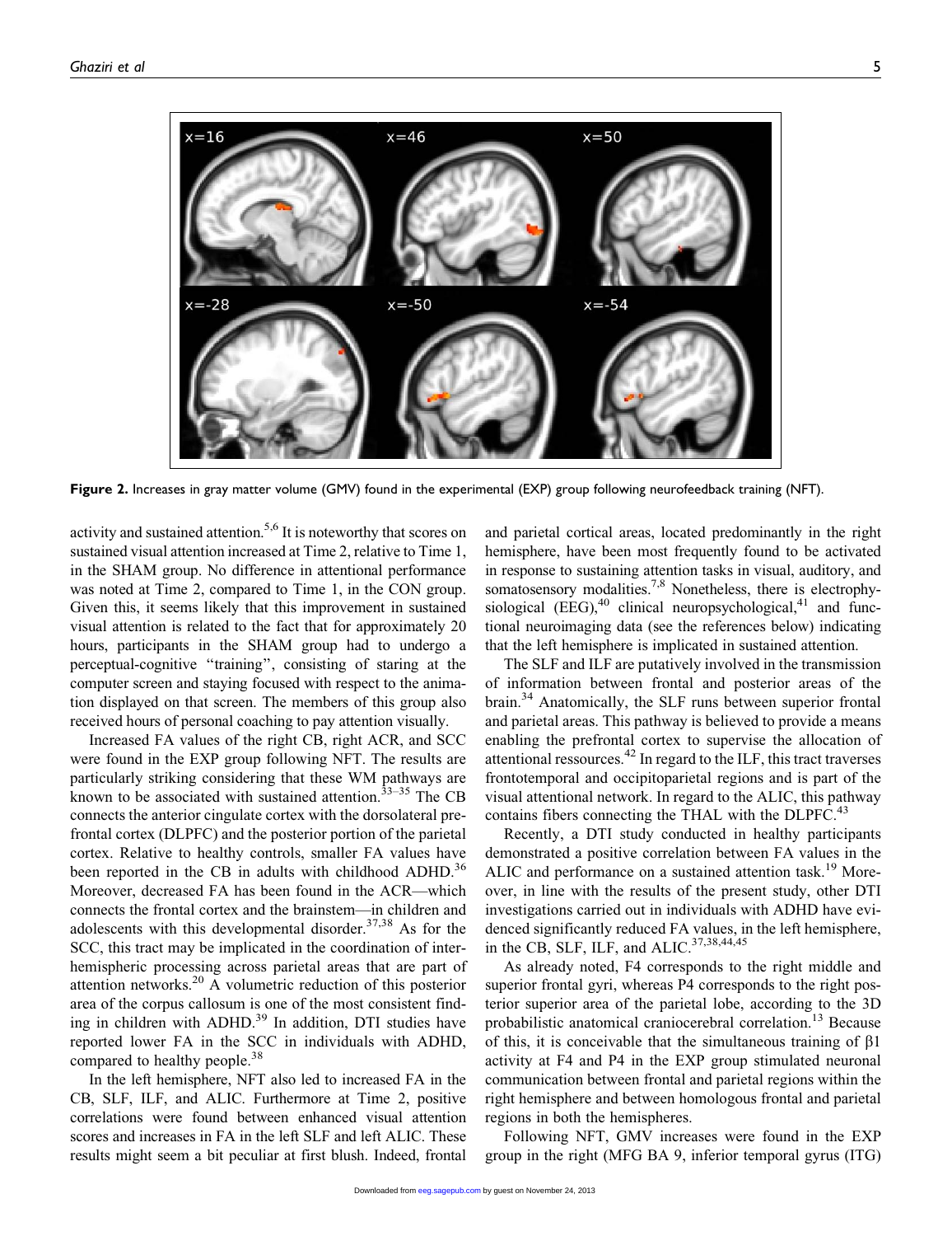Figure 2. Increases in gray matter volume (GMV) found in the experimental (EXP) group following neurofeedback training (NFT).

activity and sustained attention.[5,6] It is noteworthy that scores on sustained visual attention increased at Time 2, relative to Time 1, in the SHAM group. No difference in attentional performance was noted at Time 2, compared to Time 1, in the CON group. Given this, it seems likely that this improvement in sustained visual attention is related to the fact that for approximately 20 hours, participants in the SHAM group had to undergo a perceptual-cognitive "training", consisting of staring at the computer screen and staying focused with respect to the animation displayed on that screen. The members of this group also received hours of personal coaching to pay attention visually.

Increased FA values of the right CB, right ACR, and SCC were found in the EXP group following NFT. The results are particularly striking considering that these WM pathways are known to be associated with sustained attention.[33–35] The CB connects the anterior cingulate cortex with the dorsolateral prefrontal cortex (DLPFC) and the posterior portion of the parietal cortex. Relative to healthy controls, smaller FA values have been reported in the CB in adults with childhood ADHD.[36] Moreover, decreased FA has been found in the ACR—which connects the frontal cortex and the brainstem—in children and adolescents with this developmental disorder.[37,38] As for the SCC, this tract may be implicated in the coordination of interhemispheric processing across parietal areas that are part of attention networks.[20] A volumetric reduction of this posterior area of the corpus callosum is one of the most consistent finding in children with ADHD.[39] In addition, DTI studies have reported lower FA in the SCC in individuals with ADHD, compared to healthy people.[38]

In the left hemisphere, NFT also led to increased FA in the CB, SLF, ILF, and ALIC. Furthermore at Time 2, positive correlations were found between enhanced visual attention scores and increases in FA in the left SLF and left ALIC. These results might seem a bit peculiar at first blush. Indeed, frontal and parietal cortical areas, located predominantly in the right hemisphere, have been most frequently found to be activated in response to sustaining attention tasks in visual, auditory, and somatosensory modalities.[7,8] Nonetheless, there is electrophysiological (EEG),[40] clinical neuropsychological,[41] and functional neuroimaging data (see the references below) indicating that the left hemisphere is implicated in sustained attention.

The SLF and ILF are putatively involved in the transmission of information between frontal and posterior areas of the brain.[34] Anatomically, the SLF runs between superior frontal and parietal areas. This pathway is believed to provide a means enabling the prefrontal cortex to supervise the allocation of attentional ressources.[42] In regard to the ILF, this tract traverses frontotemporal and occipitoparietal regions and is part of the visual attentional network. In regard to the ALIC, this pathway contains fibers connecting the THAL with the DLPFC.[43]

Recently, a DTI study conducted in healthy participants demonstrated a positive correlation between FA values in the ALIC and performance on a sustained attention task.[19] Moreover, in line with the results of the present study, other DTI investigations carried out in individuals with ADHD have evidenced significantly reduced FA values, in the left hemisphere, in the CB, SLF, ILF, and ALIC.[37,38,44,45]

As already noted, F4 corresponds to the right middle and superior frontal gyri, whereas P4 corresponds to the right posterior superior area of the parietal lobe, according to the 3D probabilistic anatomical craniocerebral correlation.[13] Because of this, it is conceivable that the simultaneous training of $\beta 1$ activity at F4 and P4 in the EXP group stimulated neuronal communication between frontal and parietal regions within the right hemisphere and between homologous frontal and parietal regions in both the hemispheres.

Following NFT, GMV increases were found in the EXP group in the right (MFG BA 9, inferior temporal gyrus (ITG)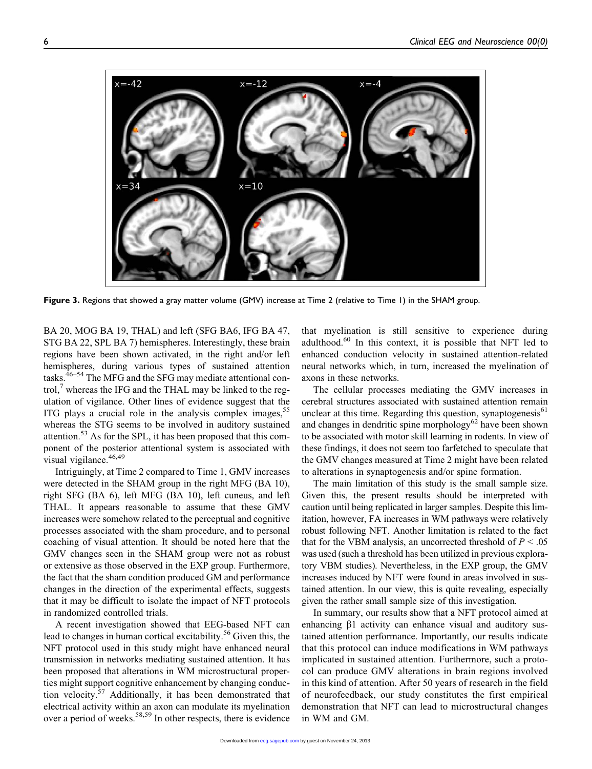Figure 3. Regions that showed a gray matter volume (GMV) increase at Time 2 (relative to Time 1) in the SHAM group.

BA 20, MOG BA 19, THAL) and left (SFG BA6, IFG BA 47, STG BA 22, SPL BA 7) hemispheres. Interestingly, these brain regions have been shown activated, in the right and/or left hemispheres, during various types of sustained attention tasks.[46–54] The MFG and the SFG may mediate attentional control,[7] whereas the IFG and the THAL may be linked to the regulation of vigilance. Other lines of evidence suggest that the ITG plays a crucial role in the analysis complex images,[55] whereas the STG seems to be involved in auditory sustained attention.[53] As for the SPL, it has been proposed that this component of the posterior attentional system is associated with visual vigilance.[46,49]

Intriguingly, at Time 2 compared to Time 1, GMV increases were detected in the SHAM group in the right MFG (BA 10), right SFG (BA 6), left MFG (BA 10), left cuneus, and left THAL. It appears reasonable to assume that these GMV increases were somehow related to the perceptual and cognitive processes associated with the sham procedure, and to personal coaching of visual attention. It should be noted here that the GMV changes seen in the SHAM group were not as robust or extensive as those observed in the EXP group. Furthermore, the fact that the sham condition produced GM and performance changes in the direction of the experimental effects, suggests that it may be difficult to isolate the impact of NFT protocols in randomized controlled trials.

A recent investigation showed that EEG-based NFT can lead to changes in human cortical excitability.[56] Given this, the NFT protocol used in this study might have enhanced neural transmission in networks mediating sustained attention. It has been proposed that alterations in WM microstructural properties might support cognitive enhancement by changing conduction velocity.[57] Additionally, it has been demonstrated that electrical activity within an axon can modulate its myelination over a period of weeks.[58,59] In other respects, there is evidence that myelination is still sensitive to experience during adulthood.[60] In this context, it is possible that NFT led to enhanced conduction velocity in sustained attention-related neural networks which, in turn, increased the myelination of axons in these networks.

The cellular processes mediating the GMV increases in cerebral structures associated with sustained attention remain unclear at this time. Regarding this question, synaptogenesis[61] and changes in dendritic spine morphology[62] have been shown to be associated with motor skill learning in rodents. In view of these findings, it does not seem too farfetched to speculate that the GMV changes measured at Time 2 might have been related to alterations in synaptogenesis and/or spine formation.

The main limitation of this study is the small sample size. Given this, the present results should be interpreted with caution until being replicated in larger samples. Despite this limitation, however, FA increases in WM pathways were relatively robust following NFT. Another limitation is related to the fact that for the VBM analysis, an uncorrected threshold of $P < .05$ was used (such a threshold has been utilized in previous exploratory VBM studies). Nevertheless, in the EXP group, the GMV increases induced by NFT were found in areas involved in sustained attention. In our view, this is quite revealing, especially given the rather small sample size of this investigation.

In summary, our results show that a NFT protocol aimed at enhancing $\beta 1$ activity can enhance visual and auditory sustained attention performance. Importantly, our results indicate that this protocol can induce modifications in WM pathways implicated in sustained attention. Furthermore, such a protocol can produce GMV alterations in brain regions involved in this kind of attention. After 50 years of research in the field of neurofeedback, our study constitutes the first empirical demonstration that NFT can lead to microstructural changes in WM and GM.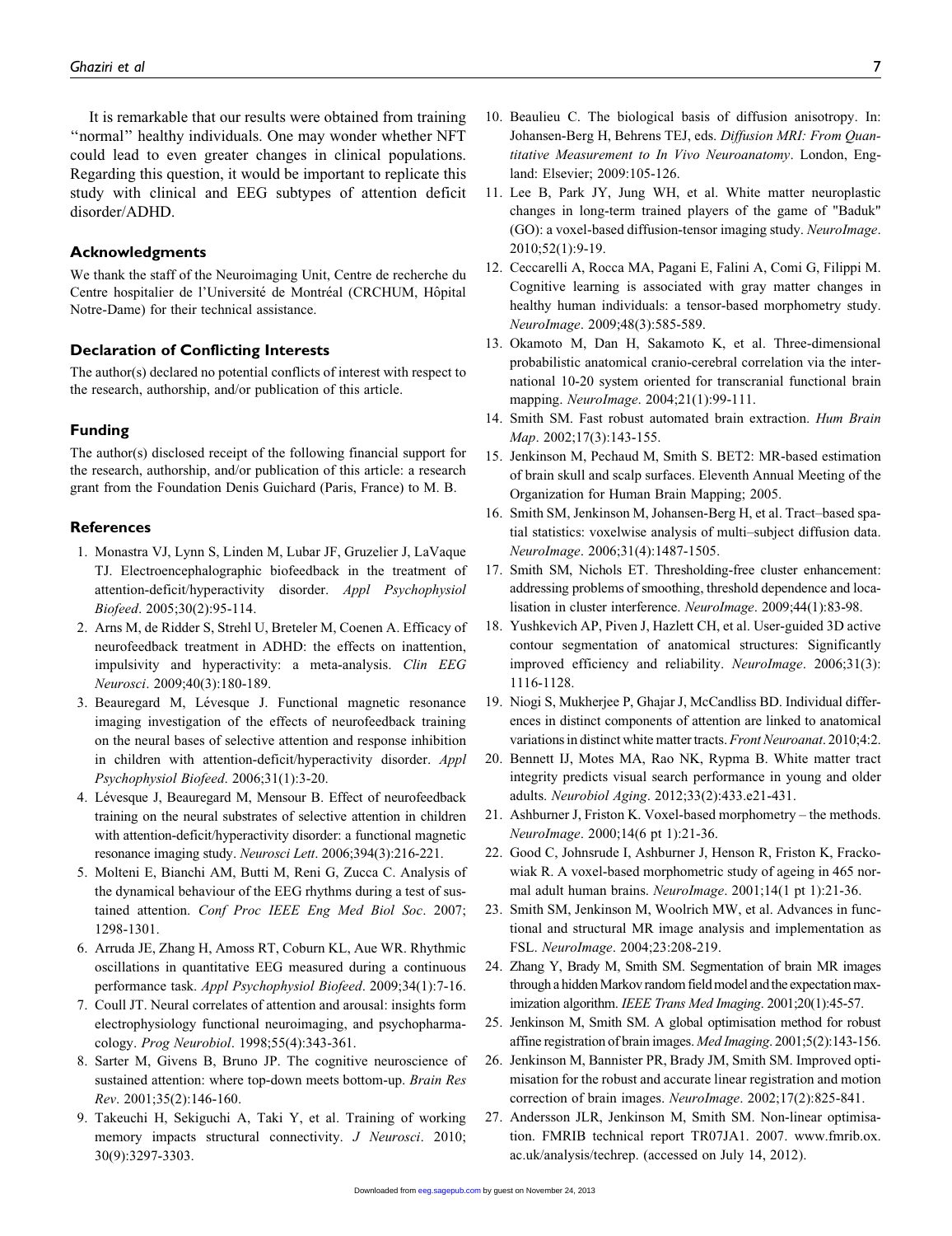It is remarkable that our results were obtained from training "normal" healthy individuals. One may wonder whether NFT could lead to even greater changes in clinical populations. Regarding this question, it would be important to replicate this study with clinical and EEG subtypes of attention deficit disorder/ADHD.

## Acknowledgments

We thank the staff of the Neuroimaging Unit, Centre de recherche du Centre hospitalier de l'Université de Montréal (CRCHUM, Hôpital Notre-Dame) for their technical assistance.

## Declaration of Conflicting Interests

The author(s) declared no potential conflicts of interest with respect to the research, authorship, and/or publication of this article.

## Funding

The author(s) disclosed receipt of the following financial support for the research, authorship, and/or publication of this article: a research grant from the Foundation Denis Guichard (Paris, France) to M. B.

## References

1. Monastra VJ, Lynn S, Linden M, Lubar JF, Gruzelier J, LaVaque TJ. Electroencephalographic biofeedback in the treatment of attention-deficit/hyperactivity disorder. *Appl Psychophysiol Biofeed*. 2005;30(2):95-114.
2. Arns M, de Ridder S, Strehl U, Breteler M, Coenen A. Efficacy of neurofeedback treatment in ADHD: the effects on inattention, impulsivity and hyperactivity: a meta-analysis. *Clin EEG Neurosci*. 2009;40(3):180-189.
3. Beauregard M, Lévesque J. Functional magnetic resonance imaging investigation of the effects of neurofeedback training on the neural bases of selective attention and response inhibition in children with attention-deficit/hyperactivity disorder. *Appl Psychophysiol Biofeed*. 2006;31(1):3-20.
4. Lévesque J, Beauregard M, Mensour B. Effect of neurofeedback training on the neural substrates of selective attention in children with attention-deficit/hyperactivity disorder: a functional magnetic resonance imaging study. *Neurosci Lett*. 2006;394(3):216-221.
5. Molteni E, Bianchi AM, Butti M, Reni G, Zucca C. Analysis of the dynamical behaviour of the EEG rhythms during a test of sustained attention. *Conf Proc IEEE Eng Med Biol Soc*. 2007; 1298-1301.
6. Arruda JE, Zhang H, Amoss RT, Coburn KL, Aue WR. Rhythmic oscillations in quantitative EEG measured during a continuous performance task. *Appl Psychophysiol Biofeed*. 2009;34(1):7-16.
7. Coull JT. Neural correlates of attention and arousal: insights form electrophysiology functional neuroimaging, and psychopharmacology. *Prog Neurobiol*. 1998;55(4):343-361.
8. Sarter M, Givens B, Bruno JP. The cognitive neuroscience of sustained attention: where top-down meets bottom-up. *Brain Res Rev*. 2001;35(2):146-160.
9. Takeuchi H, Sekiguchi A, Taki Y, et al. Training of working memory impacts structural connectivity. *J Neurosci*. 2010; 30(9):3297-3303.
10. Beaulieu C. The biological basis of diffusion anisotropy. In: Johansen-Berg H, Behrens TEJ, eds. *Diffusion MRI: From Quantitative Measurement to In Vivo Neuroanatomy*. London, England: Elsevier; 2009:105-126.
11. Lee B, Park JY, Jung WH, et al. White matter neuroplastic changes in long-term trained players of the game of "Baduk" (GO): a voxel-based diffusion-tensor imaging study. *NeuroImage*. 2010;52(1):9-19.
12. Ceccarelli A, Rocca MA, Pagani E, Falini A, Comi G, Filippi M. Cognitive learning is associated with gray matter changes in healthy human individuals: a tensor-based morphometry study. *NeuroImage*. 2009;48(3):585-589.
13. Okamoto M, Dan H, Sakamoto K, et al. Three-dimensional probabilistic anatomical cranio-cerebral correlation via the international 10-20 system oriented for transcranial functional brain mapping. *NeuroImage*. 2004;21(1):99-111.
14. Smith SM. Fast robust automated brain extraction. *Hum Brain Map*. 2002;17(3):143-155.
15. Jenkinson M, Pechaud M, Smith S. BET2: MR-based estimation of brain skull and scalp surfaces. Eleventh Annual Meeting of the Organization for Human Brain Mapping; 2005.
16. Smith SM, Jenkinson M, Johansen-Berg H, et al. Tract–based spatial statistics: voxelwise analysis of multi–subject diffusion data. *NeuroImage*. 2006;31(4):1487-1505.
17. Smith SM, Nichols ET. Thresholding-free cluster enhancement: addressing problems of smoothing, threshold dependence and localisation in cluster interference. *NeuroImage*. 2009;44(1):83-98.
18. Yushkevich AP, Piven J, Hazlett CH, et al. User-guided 3D active contour segmentation of anatomical structures: Significantly improved efficiency and reliability. *NeuroImage*. 2006;31(3): 1116-1128.
19. Niogi S, Mukherjee P, Ghajar J, McCandliss BD. Individual differences in distinct components of attention are linked to anatomical variations in distinct white matter tracts. *Front Neuroanat*. 2010;4:2.
20. Bennett IJ, Motes MA, Rao NK, Rypma B. White matter tract integrity predicts visual search performance in young and older adults. *Neurobiol Aging*. 2012;33(2):433.e21-431.
21. Ashburner J, Friston K. Voxel-based morphometry – the methods. *NeuroImage*. 2000;14(6 pt 1):21-36.
22. Good C, Johnsrude I, Ashburner J, Henson R, Friston K, Frackowiak R. A voxel-based morphometric study of ageing in 465 normal adult human brains. *NeuroImage*. 2001;14(1 pt 1):21-36.
23. Smith SM, Jenkinson M, Woolrich MW, et al. Advances in functional and structural MR image analysis and implementation as FSL. *NeuroImage*. 2004;23:208-219.
24. Zhang Y, Brady M, Smith SM. Segmentation of brain MR images through a hidden Markov random field model and the expectation maximization algorithm. *IEEE Trans Med Imaging*. 2001;20(1):45-57.
25. Jenkinson M, Smith SM. A global optimisation method for robust affine registration of brain images. *Med Imaging*. 2001;5(2):143-156.
26. Jenkinson M, Bannister PR, Brady JM, Smith SM. Improved optimisation for the robust and accurate linear registration and motion correction of brain images. *NeuroImage*. 2002;17(2):825-841.
27. Andersson JLR, Jenkinson M, Smith SM. Non-linear optimisation. FMRIB technical report TR07JA1. 2007. www.fmrib.ox.ac.uk/analysis/techrep. (accessed on July 14, 2012).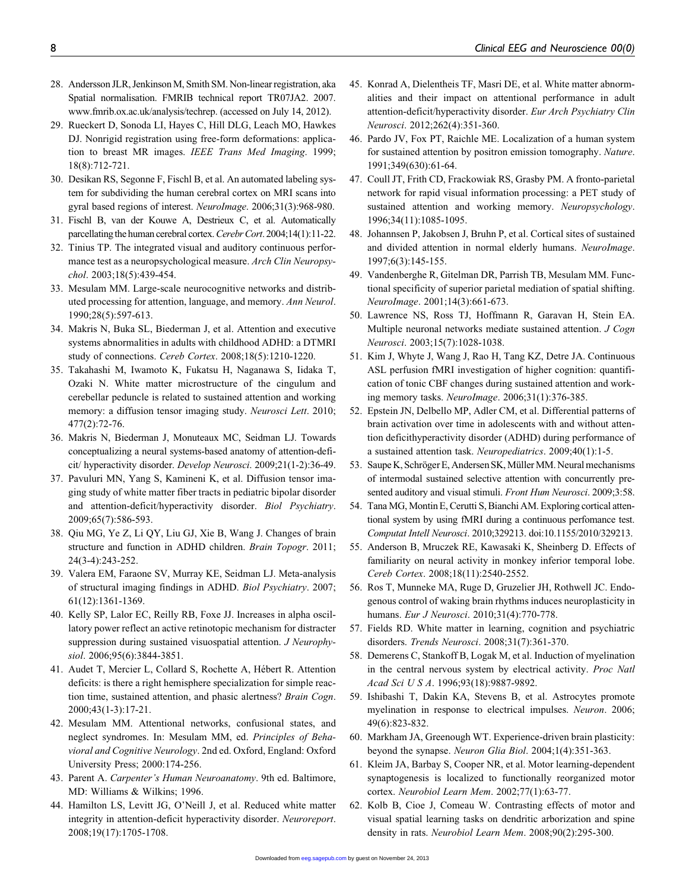28. Andersson JLR, Jenkinson M, Smith SM. Non-linear registration, aka Spatial normalisation. FMRIB technical report TR07JA2. 2007. www.fmrib.ox.ac.uk/analysis/techrep. (accessed on July 14, 2012).
29. Rueckert D, Sonoda LI, Hayes C, Hill DLG, Leach MO, Hawkes DJ. Nonrigid registration using free-form deformations: application to breast MR images. *IEEE Trans Med Imaging*. 1999; 18(8):712-721.
30. Desikan RS, Segonne F, Fischl B, et al. An automated labeling system for subdividing the human cerebral cortex on MRI scans into gyral based regions of interest. *NeuroImage*. 2006;31(3):968-980.
31. Fischl B, van der Kouwe A, Destrieux C, et al. Automatically parcellating the human cerebral cortex. *Cerebr Cort*. 2004;14(1):11-22.
32. Tinius TP. The integrated visual and auditory continuous performance test as a neuropsychological measure. *Arch Clin Neuropsychol*. 2003;18(5):439-454.
33. Mesulam MM. Large-scale neurocognitive networks and distributed processing for attention, language, and memory. *Ann Neurol*. 1990;28(5):597-613.
34. Makris N, Buka SL, Biederman J, et al. Attention and executive systems abnormalities in adults with childhood ADHD: a DTMRI study of connections. *Cereb Cortex*. 2008;18(5):1210-1220.
35. Takahashi M, Iwamoto K, Fukatsu H, Naganawa S, Iidaka T, Ozaki N. White matter microstructure of the cingulum and cerebellar peduncle is related to sustained attention and working memory: a diffusion tensor imaging study. *Neurosci Lett*. 2010; 477(2):72-76.
36. Makris N, Biederman J, Monuteaux MC, Seidman LJ. Towards conceptualizing a neural systems-based anatomy of attention-deficit/ hyperactivity disorder. *Develop Neurosci*. 2009;21(1-2):36-49.
37. Pavuluri MN, Yang S, Kamineni K, et al. Diffusion tensor imaging study of white matter fiber tracts in pediatric bipolar disorder and attention-deficit/hyperactivity disorder. *Biol Psychiatry*. 2009;65(7):586-593.
38. Qiu MG, Ye Z, Li QY, Liu GJ, Xie B, Wang J. Changes of brain structure and function in ADHD children. *Brain Topogr*. 2011; 24(3-4):243-252.
39. Valera EM, Faraone SV, Murray KE, Seidman LJ. Meta-analysis of structural imaging findings in ADHD. *Biol Psychiatry*. 2007; 61(12):1361-1369.
40. Kelly SP, Lalor EC, Reilly RB, Foxe JJ. Increases in alpha oscillatory power reflect an active retinotopic mechanism for distracter suppression during sustained visuospatial attention. *J Neurophysiol*. 2006;95(6):3844-3851.
41. Audet T, Mercier L, Collard S, Rochette A, Hébert R. Attention deficits: is there a right hemisphere specialization for simple reaction time, sustained attention, and phasic alertness? *Brain Cogn*. 2000;43(1-3):17-21.
42. Mesulam MM. Attentional networks, confusional states, and neglect syndromes. In: Mesulam MM, ed. *Principles of Behavioral and Cognitive Neurology*. 2nd ed. Oxford, England: Oxford University Press; 2000:174-256.
43. Parent A. *Carpenter's Human Neuroanatomy*. 9th ed. Baltimore, MD: Williams & Wilkins; 1996.
44. Hamilton LS, Levitt JG, O'Neill J, et al. Reduced white matter integrity in attention-deficit hyperactivity disorder. *Neuroreport*. 2008;19(17):1705-1708.
45. Konrad A, Dielentheis TF, Masri DE, et al. White matter abnormalities and their impact on attentional performance in adult attention-deficit/hyperactivity disorder. *Eur Arch Psychiatry Clin Neurosci*. 2012;262(4):351-360.
46. Pardo JV, Fox PT, Raichle ME. Localization of a human system for sustained attention by positron emission tomography. *Nature*. 1991;349(630):61-64.
47. Coull JT, Frith CD, Frackowiak RS, Grasby PM. A fronto-parietal network for rapid visual information processing: a PET study of sustained attention and working memory. *Neuropsychology*. 1996;34(11):1085-1095.
48. Johannsen P, Jakobsen J, Bruhn P, et al. Cortical sites of sustained and divided attention in normal elderly humans. *NeuroImage*. 1997;6(3):145-155.
49. Vandenberghe R, Gitelman DR, Parrish TB, Mesulam MM. Functional specificity of superior parietal mediation of spatial shifting. *NeuroImage*. 2001;14(3):661-673.
50. Lawrence NS, Ross TJ, Hoffmann R, Garavan H, Stein EA. Multiple neuronal networks mediate sustained attention. *J Cogn Neurosci*. 2003;15(7):1028-1038.
51. Kim J, Whyte J, Wang J, Rao H, Tang KZ, Detre JA. Continuous ASL perfusion fMRI investigation of higher cognition: quantification of tonic CBF changes during sustained attention and working memory tasks. *NeuroImage*. 2006;31(1):376-385.
52. Epstein JN, Delbello MP, Adler CM, et al. Differential patterns of brain activation over time in adolescents with and without attention deficithyperactivity disorder (ADHD) during performance of a sustained attention task. *Neuropediatrics*. 2009;40(1):1-5.
53. Saupe K, Schröger E, Andersen SK, Müller MM. Neural mechanisms of intermodal sustained selective attention with concurrently presented auditory and visual stimuli. *Front Hum Neurosci*. 2009;3:58.
54. Tana MG, Montin E, Cerutti S, Bianchi AM. Exploring cortical attentional system by using fMRI during a continuous perfomance test. *Computat Intell Neurosci*. 2010;329213. doi:10.1155/2010/329213.
55. Anderson B, Mruczek RE, Kawasaki K, Sheinberg D. Effects of familiarity on neural activity in monkey inferior temporal lobe. *Cereb Cortex*. 2008;18(11):2540-2552.
56. Ros T, Munneke MA, Ruge D, Gruzelier JH, Rothwell JC. Endogenous control of waking brain rhythms induces neuroplasticity in humans. *Eur J Neurosci*. 2010;31(4):770-778.
57. Fields RD. White matter in learning, cognition and psychiatric disorders. *Trends Neurosci*. 2008;31(7):361-370.
58. Demerens C, Stankoff B, Logak M, et al. Induction of myelination in the central nervous system by electrical activity. *Proc Natl Acad Sci U S A*. 1996;93(18):9887-9892.
59. Ishibashi T, Dakin KA, Stevens B, et al. Astrocytes promote myelination in response to electrical impulses. *Neuron*. 2006; 49(6):823-832.
60. Markham JA, Greenough WT. Experience-driven brain plasticity: beyond the synapse. *Neuron Glia Biol*. 2004;1(4):351-363.
61. Kleim JA, Barbay S, Cooper NR, et al. Motor learning-dependent synaptogenesis is localized to functionally reorganized motor cortex. *Neurobiol Learn Mem*. 2002;77(1):63-77.
62. Kolb B, Cioe J, Comeau W. Contrasting effects of motor and visual spatial learning tasks on dendritic arborization and spine density in rats. *Neurobiol Learn Mem*. 2008;90(2):295-300.